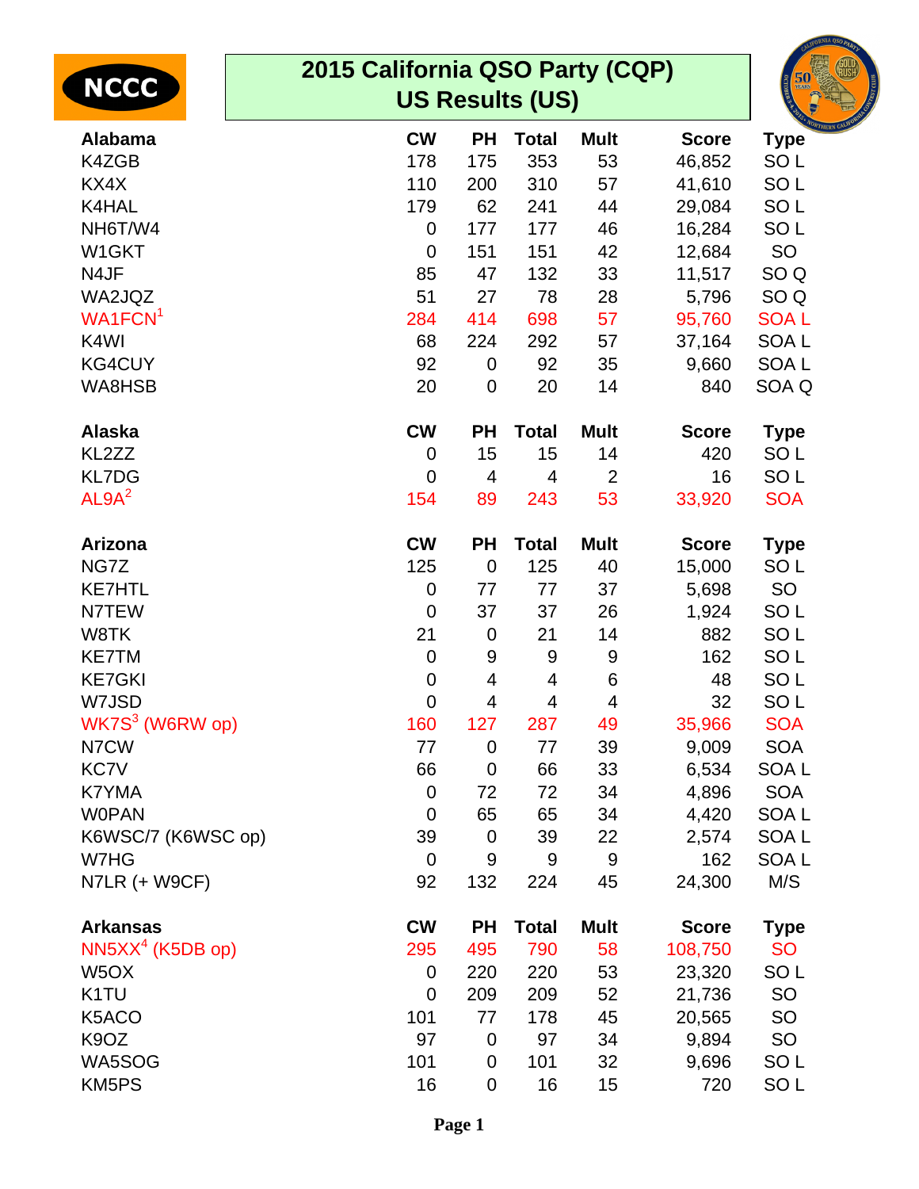NCCC

# 2015 California QSO Party (CQP)
## US Results (US)

| Alabama | CW | PH | Total | Mult | Score | Type |
|---|---|---|---|---|---|---|
| K4ZGB | 178 | 175 | 353 | 53 | 46,852 | SO L |
| KX4X | 110 | 200 | 310 | 57 | 41,610 | SO L |
| K4HAL | 179 | 62 | 241 | 44 | 29,084 | SO L |
| NH6T/W4 | 0 | 177 | 177 | 46 | 16,284 | SO L |
| W1GKT | 0 | 151 | 151 | 42 | 12,684 | SO |
| N4JF | 85 | 47 | 132 | 33 | 11,517 | SO Q |
| WA2JQZ | 51 | 27 | 78 | 28 | 5,796 | SO Q |
| WA1FCN[1] | 284 | 414 | 698 | 57 | 95,760 | SOA L |
| K4WI | 68 | 224 | 292 | 57 | 37,164 | SOA L |
| KG4CUY | 92 | 0 | 92 | 35 | 9,660 | SOA L |
| WA8HSB | 20 | 0 | 20 | 14 | 840 | SOA Q |

| Alaska | CW | PH | Total | Mult | Score | Type |
|---|---|---|---|---|---|---|
| KL2ZZ | 0 | 15 | 15 | 14 | 420 | SO L |
| KL7DG | 0 | 4 | 4 | 2 | 16 | SO L |
| AL9A[2] | 154 | 89 | 243 | 53 | 33,920 | SOA |

| Arizona | CW | PH | Total | Mult | Score | Type |
|---|---|---|---|---|---|---|
| NG7Z | 125 | 0 | 125 | 40 | 15,000 | SO L |
| KE7HTL | 0 | 77 | 77 | 37 | 5,698 | SO |
| N7TEW | 0 | 37 | 37 | 26 | 1,924 | SO L |
| W8TK | 21 | 0 | 21 | 14 | 882 | SO L |
| KE7TM | 0 | 9 | 9 | 9 | 162 | SO L |
| KE7GKI | 0 | 4 | 4 | 6 | 48 | SO L |
| W7JSD | 0 | 4 | 4 | 4 | 32 | SO L |
| WK7S[3] (W6RW op) | 160 | 127 | 287 | 49 | 35,966 | SOA |
| N7CW | 77 | 0 | 77 | 39 | 9,009 | SOA |
| KC7V | 66 | 0 | 66 | 33 | 6,534 | SOA L |
| K7YMA | 0 | 72 | 72 | 34 | 4,896 | SOA |
| W0PAN | 0 | 65 | 65 | 34 | 4,420 | SOA L |
| K6WSC/7 (K6WSC op) | 39 | 0 | 39 | 22 | 2,574 | SOA L |
| W7HG | 0 | 9 | 9 | 9 | 162 | SOA L |
| N7LR (+ W9CF) | 92 | 132 | 224 | 45 | 24,300 | M/S |

| Arkansas | CW | PH | Total | Mult | Score | Type |
|---|---|---|---|---|---|---|
| NN5XX[4] (K5DB op) | 295 | 495 | 790 | 58 | 108,750 | SO |
| W5OX | 0 | 220 | 220 | 53 | 23,320 | SO L |
| K1TU | 0 | 209 | 209 | 52 | 21,736 | SO |
| K5ACO | 101 | 77 | 178 | 45 | 20,565 | SO |
| K9OZ | 97 | 0 | 97 | 34 | 9,894 | SO |
| WA5SOG | 101 | 0 | 101 | 32 | 9,696 | SO L |
| KM5PS | 16 | 0 | 16 | 15 | 720 | SO L |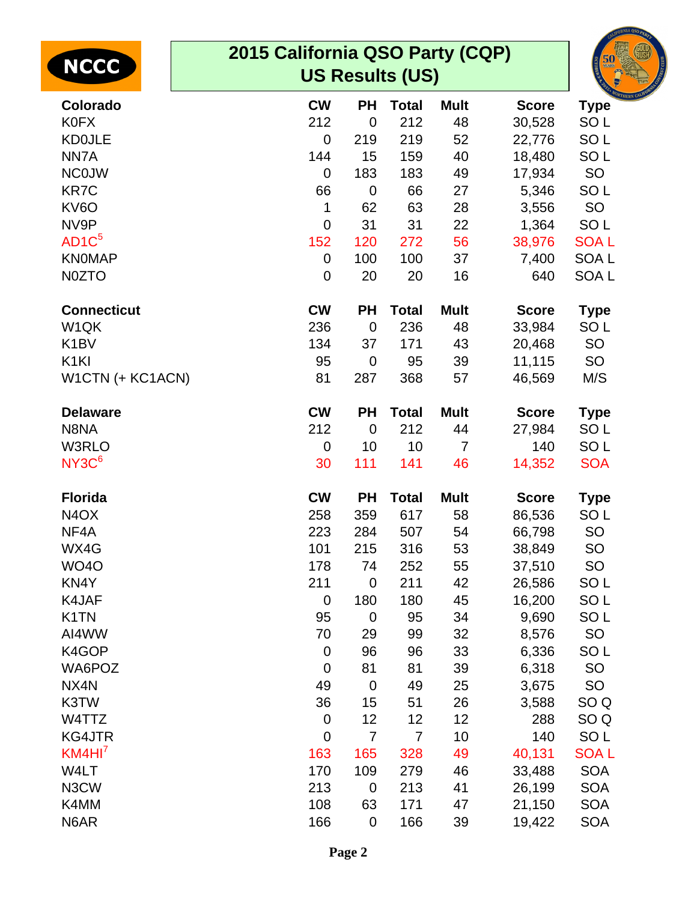# 2015 California QSO Party (CQP) US Results (US)

| Colorado | CW | PH | Total | Mult | Score | Type |
|---|---|---|---|---|---|---|
| K0FX | 212 | 0 | 212 | 48 | 30,528 | SO L |
| KD0JLE | 0 | 219 | 219 | 52 | 22,776 | SO L |
| NN7A | 144 | 15 | 159 | 40 | 18,480 | SO L |
| NC0JW | 0 | 183 | 183 | 49 | 17,934 | SO |
| KR7C | 66 | 0 | 66 | 27 | 5,346 | SO L |
| KV6O | 1 | 62 | 63 | 28 | 3,556 | SO |
| NV9P | 0 | 31 | 31 | 22 | 1,364 | SO L |
| AD1C[5] | 152 | 120 | 272 | 56 | 38,976 | SOA L |
| KN0MAP | 0 | 100 | 100 | 37 | 7,400 | SOA L |
| N0ZTO | 0 | 20 | 20 | 16 | 640 | SOA L |

| Connecticut | CW | PH | Total | Mult | Score | Type |
|---|---|---|---|---|---|---|
| W1QK | 236 | 0 | 236 | 48 | 33,984 | SO L |
| K1BV | 134 | 37 | 171 | 43 | 20,468 | SO |
| K1KI | 95 | 0 | 95 | 39 | 11,115 | SO |
| W1CTN (+ KC1ACN) | 81 | 287 | 368 | 57 | 46,569 | M/S |

| Delaware | CW | PH | Total | Mult | Score | Type |
|---|---|---|---|---|---|---|
| N8NA | 212 | 0 | 212 | 44 | 27,984 | SO L |
| W3RLO | 0 | 10 | 10 | 7 | 140 | SO L |
| NY3C[6] | 30 | 111 | 141 | 46 | 14,352 | SOA |

| Florida | CW | PH | Total | Mult | Score | Type |
|---|---|---|---|---|---|---|
| N4OX | 258 | 359 | 617 | 58 | 86,536 | SO L |
| NF4A | 223 | 284 | 507 | 54 | 66,798 | SO |
| WX4G | 101 | 215 | 316 | 53 | 38,849 | SO |
| WO4O | 178 | 74 | 252 | 55 | 37,510 | SO |
| KN4Y | 211 | 0 | 211 | 42 | 26,586 | SO L |
| K4JAF | 0 | 180 | 180 | 45 | 16,200 | SO L |
| K1TN | 95 | 0 | 95 | 34 | 9,690 | SO L |
| AI4WW | 70 | 29 | 99 | 32 | 8,576 | SO |
| K4GOP | 0 | 96 | 96 | 33 | 6,336 | SO L |
| WA6POZ | 0 | 81 | 81 | 39 | 6,318 | SO |
| NX4N | 49 | 0 | 49 | 25 | 3,675 | SO |
| K3TW | 36 | 15 | 51 | 26 | 3,588 | SO Q |
| W4TTZ | 0 | 12 | 12 | 12 | 288 | SO Q |
| KG4JTR | 0 | 7 | 7 | 10 | 140 | SO L |
| KM4HI[7] | 163 | 165 | 328 | 49 | 40,131 | SOA L |
| W4LT | 170 | 109 | 279 | 46 | 33,488 | SOA |
| N3CW | 213 | 0 | 213 | 41 | 26,199 | SOA |
| K4MM | 108 | 63 | 171 | 47 | 21,150 | SOA |
| N6AR | 166 | 0 | 166 | 39 | 19,422 | SOA |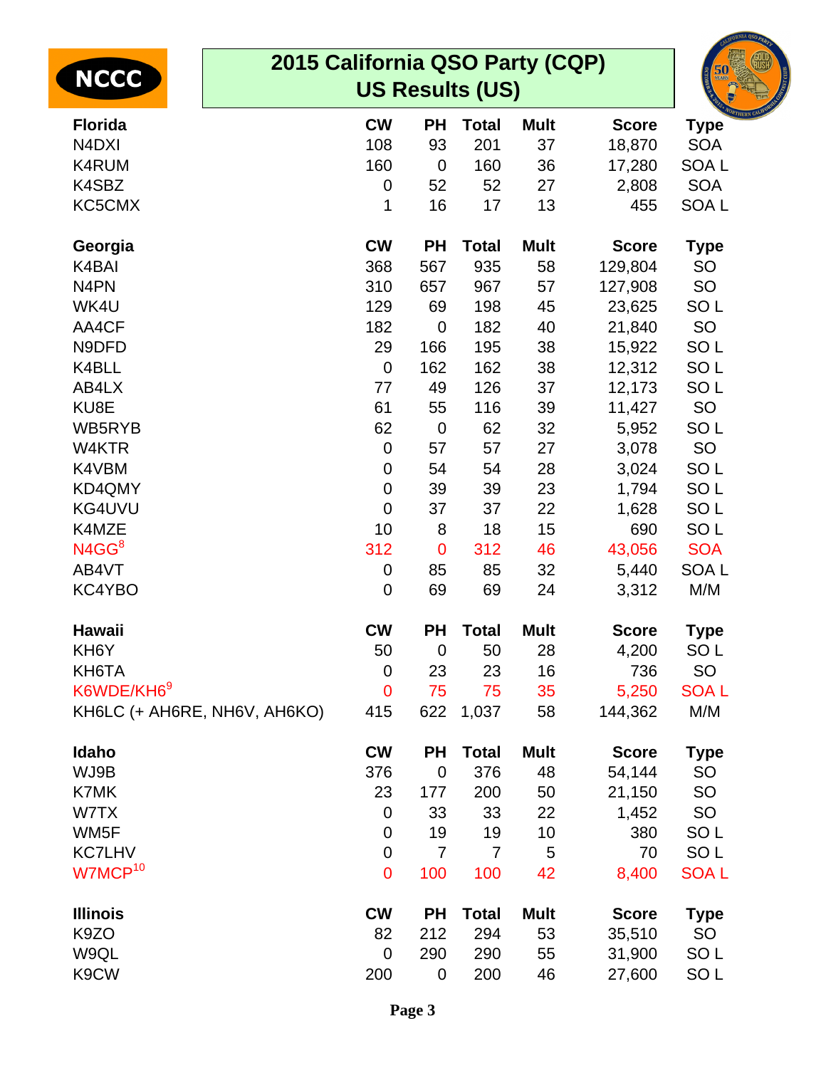# 2015 California QSO Party (CQP)
## US Results (US)

| Florida | CW | PH | Total | Mult | Score | Type |
|---|---|---|---|---|---|---|
| N4DXI | 108 | 93 | 201 | 37 | 18,870 | SOA |
| K4RUM | 160 | 0 | 160 | 36 | 17,280 | SOA L |
| K4SBZ | 0 | 52 | 52 | 27 | 2,808 | SOA |
| KC5CMX | 1 | 16 | 17 | 13 | 455 | SOA L |

| Georgia | CW | PH | Total | Mult | Score | Type |
|---|---|---|---|---|---|---|
| K4BAI | 368 | 567 | 935 | 58 | 129,804 | SO |
| N4PN | 310 | 657 | 967 | 57 | 127,908 | SO |
| WK4U | 129 | 69 | 198 | 45 | 23,625 | SO L |
| AA4CF | 182 | 0 | 182 | 40 | 21,840 | SO |
| N9DFD | 29 | 166 | 195 | 38 | 15,922 | SO L |
| K4BLL | 0 | 162 | 162 | 38 | 12,312 | SO L |
| AB4LX | 77 | 49 | 126 | 37 | 12,173 | SO L |
| KU8E | 61 | 55 | 116 | 39 | 11,427 | SO |
| WB5RYB | 62 | 0 | 62 | 32 | 5,952 | SO L |
| W4KTR | 0 | 57 | 57 | 27 | 3,078 | SO |
| K4VBM | 0 | 54 | 54 | 28 | 3,024 | SO L |
| KD4QMY | 0 | 39 | 39 | 23 | 1,794 | SO L |
| KG4UVU | 0 | 37 | 37 | 22 | 1,628 | SO L |
| K4MZE | 10 | 8 | 18 | 15 | 690 | SO L |
| N4GG[8] | 312 | 0 | 312 | 46 | 43,056 | SOA |
| AB4VT | 0 | 85 | 85 | 32 | 5,440 | SOA L |
| KC4YBO | 0 | 69 | 69 | 24 | 3,312 | M/M |

| Hawaii | CW | PH | Total | Mult | Score | Type |
|---|---|---|---|---|---|---|
| KH6Y | 50 | 0 | 50 | 28 | 4,200 | SO L |
| KH6TA | 0 | 23 | 23 | 16 | 736 | SO |
| K6WDE/KH6[9] | 0 | 75 | 75 | 35 | 5,250 | SOA L |
| KH6LC (+ AH6RE, NH6V, AH6KO) | 415 | 622 | 1,037 | 58 | 144,362 | M/M |

| Idaho | CW | PH | Total | Mult | Score | Type |
|---|---|---|---|---|---|---|
| WJ9B | 376 | 0 | 376 | 48 | 54,144 | SO |
| K7MK | 23 | 177 | 200 | 50 | 21,150 | SO |
| W7TX | 0 | 33 | 33 | 22 | 1,452 | SO |
| WM5F | 0 | 19 | 19 | 10 | 380 | SO L |
| KC7LHV | 0 | 7 | 7 | 5 | 70 | SO L |
| W7MCP[10] | 0 | 100 | 100 | 42 | 8,400 | SOA L |

| Illinois | CW | PH | Total | Mult | Score | Type |
|---|---|---|---|---|---|---|
| K9ZO | 82 | 212 | 294 | 53 | 35,510 | SO |
| W9QL | 0 | 290 | 290 | 55 | 31,900 | SO L |
| K9CW | 200 | 0 | 200 | 46 | 27,600 | SO L |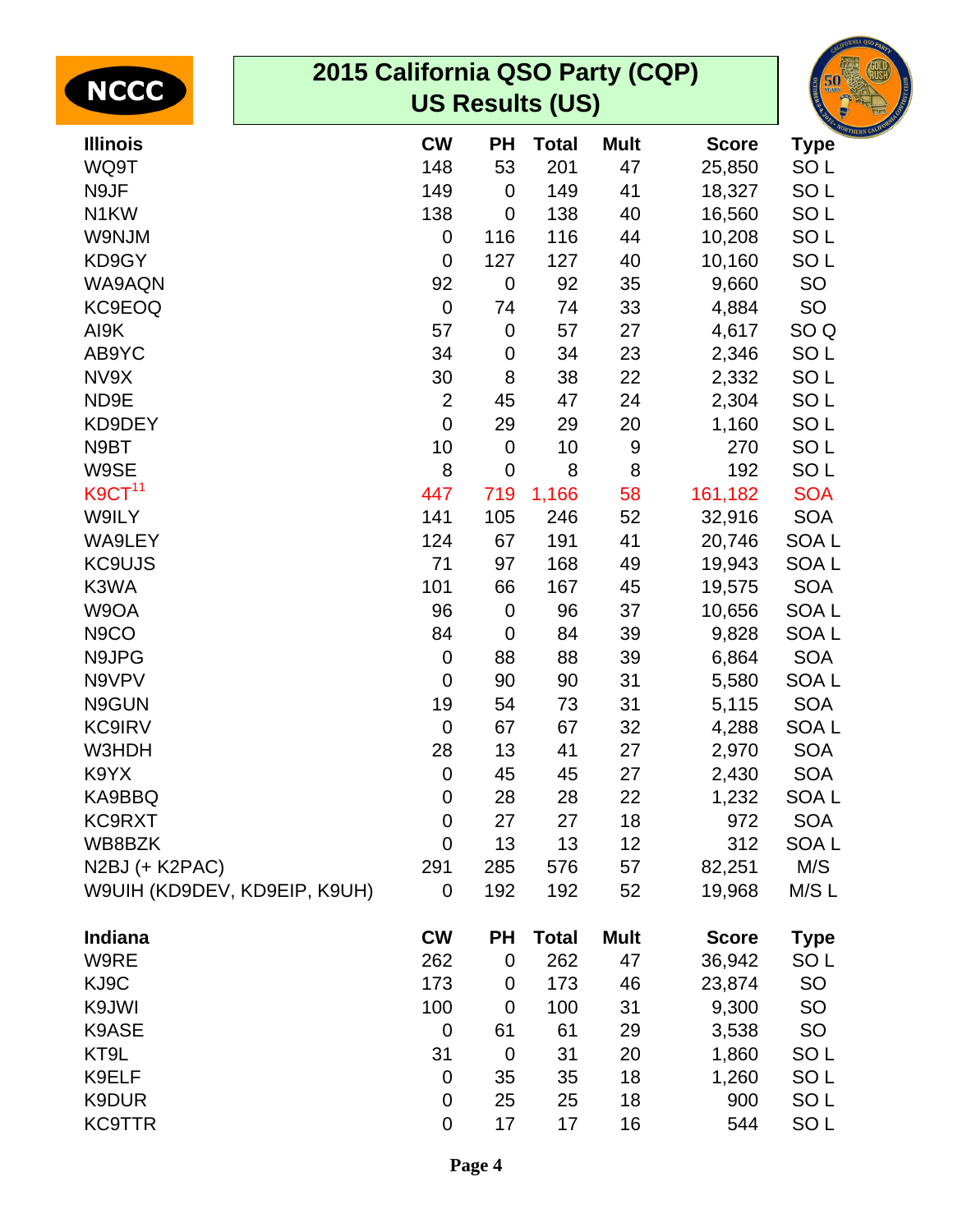# 2015 California QSO Party (CQP)
## US Results (US)

| Illinois | CW | PH | Total | Mult | Score | Type |
|---|---|---|---|---|---|---|
| WQ9T | 148 | 53 | 201 | 47 | 25,850 | SO L |
| N9JF | 149 | 0 | 149 | 41 | 18,327 | SO L |
| N1KW | 138 | 0 | 138 | 40 | 16,560 | SO L |
| W9NJM | 0 | 116 | 116 | 44 | 10,208 | SO L |
| KD9GY | 0 | 127 | 127 | 40 | 10,160 | SO L |
| WA9AQN | 92 | 0 | 92 | 35 | 9,660 | SO |
| KC9EOQ | 0 | 74 | 74 | 33 | 4,884 | SO |
| AI9K | 57 | 0 | 57 | 27 | 4,617 | SO Q |
| AB9YC | 34 | 0 | 34 | 23 | 2,346 | SO L |
| NV9X | 30 | 8 | 38 | 22 | 2,332 | SO L |
| ND9E | 2 | 45 | 47 | 24 | 2,304 | SO L |
| KD9DEY | 0 | 29 | 29 | 20 | 1,160 | SO L |
| N9BT | 10 | 0 | 10 | 9 | 270 | SO L |
| W9SE | 8 | 0 | 8 | 8 | 192 | SO L |
| K9CT[11] | 447 | 719 | 1,166 | 58 | 161,182 | SOA |
| W9ILY | 141 | 105 | 246 | 52 | 32,916 | SOA |
| WA9LEY | 124 | 67 | 191 | 41 | 20,746 | SOA L |
| KC9UJS | 71 | 97 | 168 | 49 | 19,943 | SOA L |
| K3WA | 101 | 66 | 167 | 45 | 19,575 | SOA |
| W9OA | 96 | 0 | 96 | 37 | 10,656 | SOA L |
| N9CO | 84 | 0 | 84 | 39 | 9,828 | SOA L |
| N9JPG | 0 | 88 | 88 | 39 | 6,864 | SOA |
| N9VPV | 0 | 90 | 90 | 31 | 5,580 | SOA L |
| N9GUN | 19 | 54 | 73 | 31 | 5,115 | SOA |
| KC9IRV | 0 | 67 | 67 | 32 | 4,288 | SOA L |
| W3HDH | 28 | 13 | 41 | 27 | 2,970 | SOA |
| K9YX | 0 | 45 | 45 | 27 | 2,430 | SOA |
| KA9BBQ | 0 | 28 | 28 | 22 | 1,232 | SOA L |
| KC9RXT | 0 | 27 | 27 | 18 | 972 | SOA |
| WB8BZK | 0 | 13 | 13 | 12 | 312 | SOA L |
| N2BJ (+ K2PAC) | 291 | 285 | 576 | 57 | 82,251 | M/S |
| W9UIH (KD9DEV, KD9EIP, K9UH) | 0 | 192 | 192 | 52 | 19,968 | M/S L |

| Indiana | CW | PH | Total | Mult | Score | Type |
|---|---|---|---|---|---|---|
| W9RE | 262 | 0 | 262 | 47 | 36,942 | SO L |
| KJ9C | 173 | 0 | 173 | 46 | 23,874 | SO |
| K9JWI | 100 | 0 | 100 | 31 | 9,300 | SO |
| K9ASE | 0 | 61 | 61 | 29 | 3,538 | SO |
| KT9L | 31 | 0 | 31 | 20 | 1,860 | SO L |
| K9ELF | 0 | 35 | 35 | 18 | 1,260 | SO L |
| K9DUR | 0 | 25 | 25 | 18 | 900 | SO L |
| KC9TTR | 0 | 17 | 17 | 16 | 544 | SO L |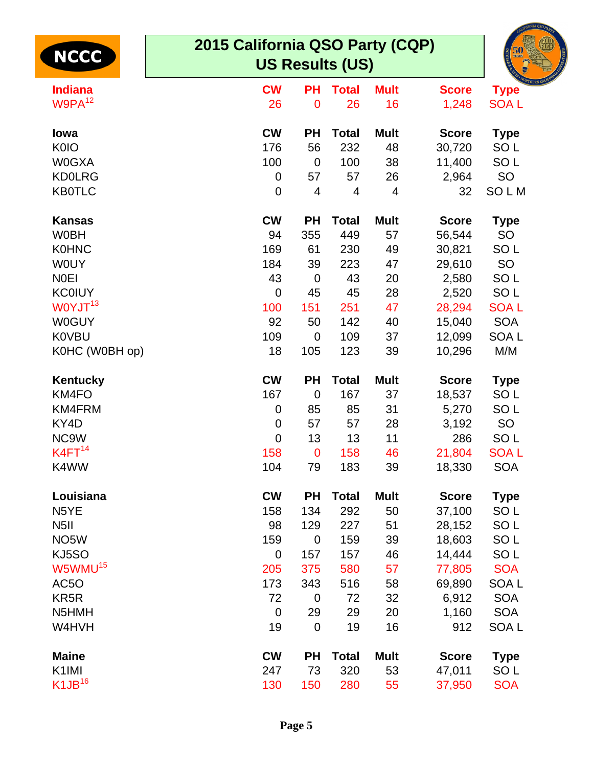NCCC

# 2015 California QSO Party (CQP)
## US Results (US)

| Indiana | CW | PH | Total | Mult | Score | Type |
|---|---|---|---|---|---|---|
| W9PA[12] | 26 | 0 | 26 | 16 | 1,248 | SOA L |

| Iowa | CW | PH | Total | Mult | Score | Type |
|---|---|---|---|---|---|---|
| K0IO | 176 | 56 | 232 | 48 | 30,720 | SO L |
| W0GXA | 100 | 0 | 100 | 38 | 11,400 | SO L |
| KD0LRG | 0 | 57 | 57 | 26 | 2,964 | SO |
| KB0TLC | 0 | 4 | 4 | 4 | 32 | SO L M |

| Kansas | CW | PH | Total | Mult | Score | Type |
|---|---|---|---|---|---|---|
| W0BH | 94 | 355 | 449 | 57 | 56,544 | SO |
| K0HNC | 169 | 61 | 230 | 49 | 30,821 | SO L |
| W0UY | 184 | 39 | 223 | 47 | 29,610 | SO |
| N0EI | 43 | 0 | 43 | 20 | 2,580 | SO L |
| KC0IUY | 0 | 45 | 45 | 28 | 2,520 | SO L |
| W0YJT[13] | 100 | 151 | 251 | 47 | 28,294 | SOA L |
| W0GUY | 92 | 50 | 142 | 40 | 15,040 | SOA |
| K0VBU | 109 | 0 | 109 | 37 | 12,099 | SOA L |
| K0HC (W0BH op) | 18 | 105 | 123 | 39 | 10,296 | M/M |

| Kentucky | CW | PH | Total | Mult | Score | Type |
|---|---|---|---|---|---|---|
| KM4FO | 167 | 0 | 167 | 37 | 18,537 | SO L |
| KM4FRM | 0 | 85 | 85 | 31 | 5,270 | SO L |
| KY4D | 0 | 57 | 57 | 28 | 3,192 | SO |
| NC9W | 0 | 13 | 13 | 11 | 286 | SO L |
| K4FT[14] | 158 | 0 | 158 | 46 | 21,804 | SOA L |
| K4WW | 104 | 79 | 183 | 39 | 18,330 | SOA |

| Louisiana | CW | PH | Total | Mult | Score | Type |
|---|---|---|---|---|---|---|
| N5YE | 158 | 134 | 292 | 50 | 37,100 | SO L |
| N5II | 98 | 129 | 227 | 51 | 28,152 | SO L |
| NO5W | 159 | 0 | 159 | 39 | 18,603 | SO L |
| KJ5SO | 0 | 157 | 157 | 46 | 14,444 | SO L |
| W5WMU[15] | 205 | 375 | 580 | 57 | 77,805 | SOA |
| AC5O | 173 | 343 | 516 | 58 | 69,890 | SOA L |
| KR5R | 72 | 0 | 72 | 32 | 6,912 | SOA |
| N5HMH | 0 | 29 | 29 | 20 | 1,160 | SOA |
| W4HVH | 19 | 0 | 19 | 16 | 912 | SOA L |

| Maine | CW | PH | Total | Mult | Score | Type |
|---|---|---|---|---|---|---|
| K1IMI | 247 | 73 | 320 | 53 | 47,011 | SO L |
| K1JB[16] | 130 | 150 | 280 | 55 | 37,950 | SOA |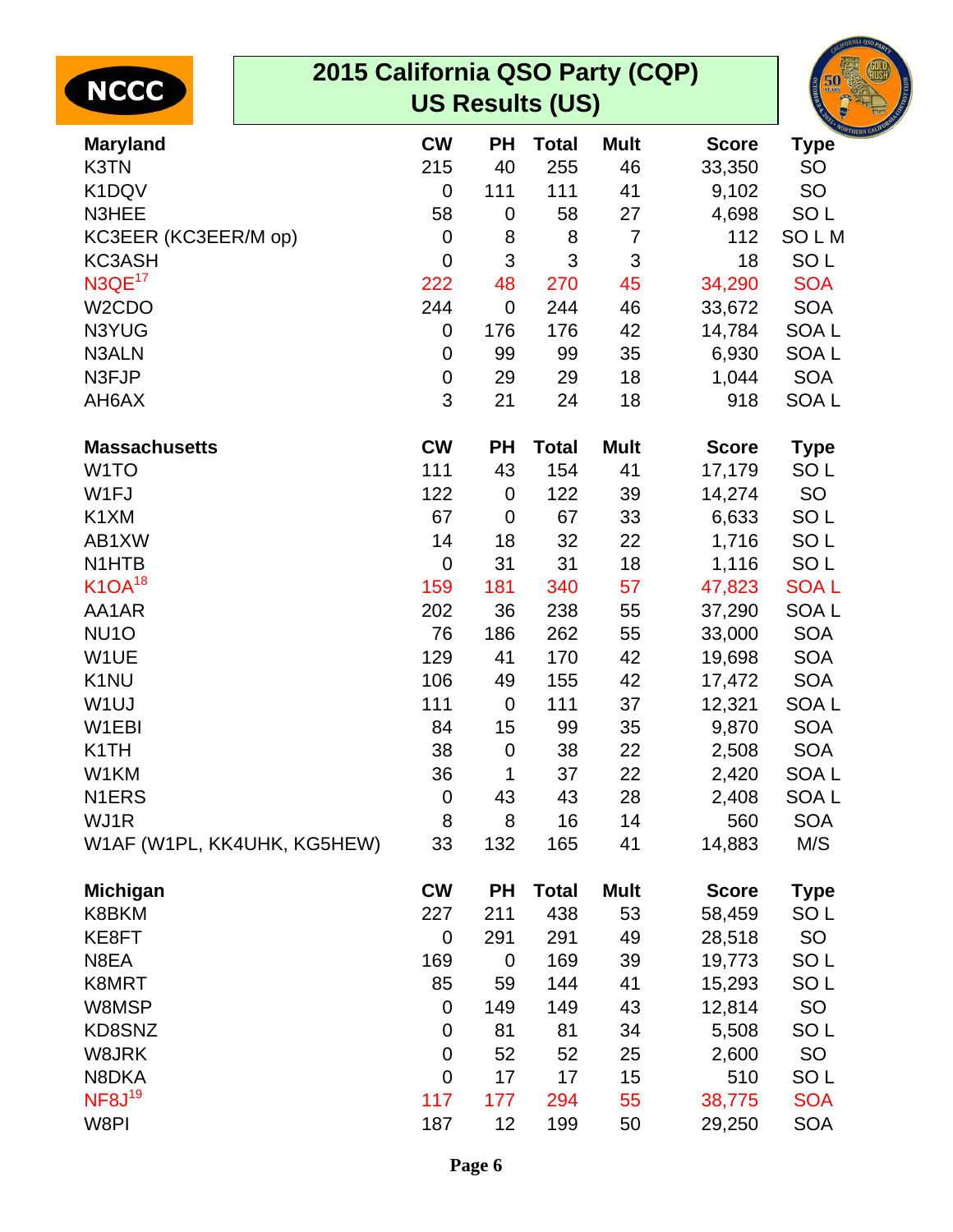# 2015 California QSO Party (CQP)
## US Results (US)

| Maryland | CW | PH | Total | Mult | Score | Type |
|---|---|---|---|---|---|---|
| K3TN | 215 | 40 | 255 | 46 | 33,350 | SO |
| K1DQV | 0 | 111 | 111 | 41 | 9,102 | SO |
| N3HEE | 58 | 0 | 58 | 27 | 4,698 | SO L |
| KC3EER (KC3EER/M op) | 0 | 8 | 8 | 7 | 112 | SO L M |
| KC3ASH | 0 | 3 | 3 | 3 | 18 | SO L |
| N3QE[17] | 222 | 48 | 270 | 45 | 34,290 | SOA |
| W2CDO | 244 | 0 | 244 | 46 | 33,672 | SOA |
| N3YUG | 0 | 176 | 176 | 42 | 14,784 | SOA L |
| N3ALN | 0 | 99 | 99 | 35 | 6,930 | SOA L |
| N3FJP | 0 | 29 | 29 | 18 | 1,044 | SOA |
| AH6AX | 3 | 21 | 24 | 18 | 918 | SOA L |

| Massachusetts | CW | PH | Total | Mult | Score | Type |
|---|---|---|---|---|---|---|
| W1TO | 111 | 43 | 154 | 41 | 17,179 | SO L |
| W1FJ | 122 | 0 | 122 | 39 | 14,274 | SO |
| K1XM | 67 | 0 | 67 | 33 | 6,633 | SO L |
| AB1XW | 14 | 18 | 32 | 22 | 1,716 | SO L |
| N1HTB | 0 | 31 | 31 | 18 | 1,116 | SO L |
| K1OA[18] | 159 | 181 | 340 | 57 | 47,823 | SOA L |
| AA1AR | 202 | 36 | 238 | 55 | 37,290 | SOA L |
| NU1O | 76 | 186 | 262 | 55 | 33,000 | SOA |
| W1UE | 129 | 41 | 170 | 42 | 19,698 | SOA |
| K1NU | 106 | 49 | 155 | 42 | 17,472 | SOA |
| W1UJ | 111 | 0 | 111 | 37 | 12,321 | SOA L |
| W1EBI | 84 | 15 | 99 | 35 | 9,870 | SOA |
| K1TH | 38 | 0 | 38 | 22 | 2,508 | SOA |
| W1KM | 36 | 1 | 37 | 22 | 2,420 | SOA L |
| N1ERS | 0 | 43 | 43 | 28 | 2,408 | SOA L |
| WJ1R | 8 | 8 | 16 | 14 | 560 | SOA |
| W1AF (W1PL, KK4UHK, KG5HEW) | 33 | 132 | 165 | 41 | 14,883 | M/S |

| Michigan | CW | PH | Total | Mult | Score | Type |
|---|---|---|---|---|---|---|
| K8BKM | 227 | 211 | 438 | 53 | 58,459 | SO L |
| KE8FT | 0 | 291 | 291 | 49 | 28,518 | SO |
| N8EA | 169 | 0 | 169 | 39 | 19,773 | SO L |
| K8MRT | 85 | 59 | 144 | 41 | 15,293 | SO L |
| W8MSP | 0 | 149 | 149 | 43 | 12,814 | SO |
| KD8SNZ | 0 | 81 | 81 | 34 | 5,508 | SO L |
| W8JRK | 0 | 52 | 52 | 25 | 2,600 | SO |
| N8DKA | 0 | 17 | 17 | 15 | 510 | SO L |
| NF8J[19] | 117 | 177 | 294 | 55 | 38,775 | SOA |
| W8PI | 187 | 12 | 199 | 50 | 29,250 | SOA |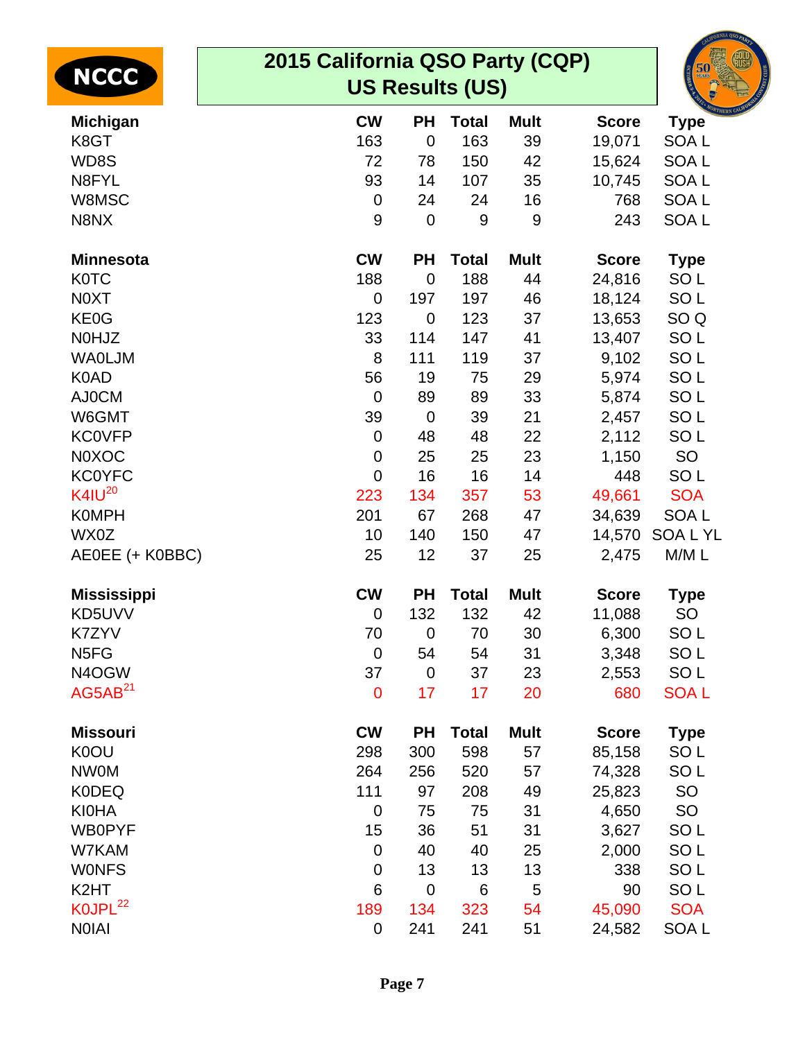# 2015 California QSO Party (CQP) US Results (US)

| Michigan | CW | PH | Total | Mult | Score | Type |
|---|---|---|---|---|---|---|
| K8GT | 163 | 0 | 163 | 39 | 19,071 | SOA L |
| WD8S | 72 | 78 | 150 | 42 | 15,624 | SOA L |
| N8FYL | 93 | 14 | 107 | 35 | 10,745 | SOA L |
| W8MSC | 0 | 24 | 24 | 16 | 768 | SOA L |
| N8NX | 9 | 0 | 9 | 9 | 243 | SOA L |

| Minnesota | CW | PH | Total | Mult | Score | Type |
|---|---|---|---|---|---|---|
| K0TC | 188 | 0 | 188 | 44 | 24,816 | SO L |
| N0XT | 0 | 197 | 197 | 46 | 18,124 | SO L |
| KE0G | 123 | 0 | 123 | 37 | 13,653 | SO Q |
| N0HJZ | 33 | 114 | 147 | 41 | 13,407 | SO L |
| WA0LJM | 8 | 111 | 119 | 37 | 9,102 | SO L |
| K0AD | 56 | 19 | 75 | 29 | 5,974 | SO L |
| AJ0CM | 0 | 89 | 89 | 33 | 5,874 | SO L |
| W6GMT | 39 | 0 | 39 | 21 | 2,457 | SO L |
| KC0VFP | 0 | 48 | 48 | 22 | 2,112 | SO L |
| N0XOC | 0 | 25 | 25 | 23 | 1,150 | SO |
| KC0YFC | 0 | 16 | 16 | 14 | 448 | SO L |
| K4IU[20] | 223 | 134 | 357 | 53 | 49,661 | SOA |
| K0MPH | 201 | 67 | 268 | 47 | 34,639 | SOA L |
| WX0Z | 10 | 140 | 150 | 47 | 14,570 | SOA L YL |
| AE0EE (+ K0BBC) | 25 | 12 | 37 | 25 | 2,475 | M/M L |

| Mississippi | CW | PH | Total | Mult | Score | Type |
|---|---|---|---|---|---|---|
| KD5UVV | 0 | 132 | 132 | 42 | 11,088 | SO |
| K7ZYV | 70 | 0 | 70 | 30 | 6,300 | SO L |
| N5FG | 0 | 54 | 54 | 31 | 3,348 | SO L |
| N4OGW | 37 | 0 | 37 | 23 | 2,553 | SO L |
| AG5AB[21] | 0 | 17 | 17 | 20 | 680 | SOA L |

| Missouri | CW | PH | Total | Mult | Score | Type |
|---|---|---|---|---|---|---|
| K0OU | 298 | 300 | 598 | 57 | 85,158 | SO L |
| NW0M | 264 | 256 | 520 | 57 | 74,328 | SO L |
| K0DEQ | 111 | 97 | 208 | 49 | 25,823 | SO |
| KI0HA | 0 | 75 | 75 | 31 | 4,650 | SO |
| WB0PYF | 15 | 36 | 51 | 31 | 3,627 | SO L |
| W7KAM | 0 | 40 | 40 | 25 | 2,000 | SO L |
| W0NFS | 0 | 13 | 13 | 13 | 338 | SO L |
| K2HT | 6 | 0 | 6 | 5 | 90 | SO L |
| K0JPL[22] | 189 | 134 | 323 | 54 | 45,090 | SOA |
| N0IAI | 0 | 241 | 241 | 51 | 24,582 | SOA L |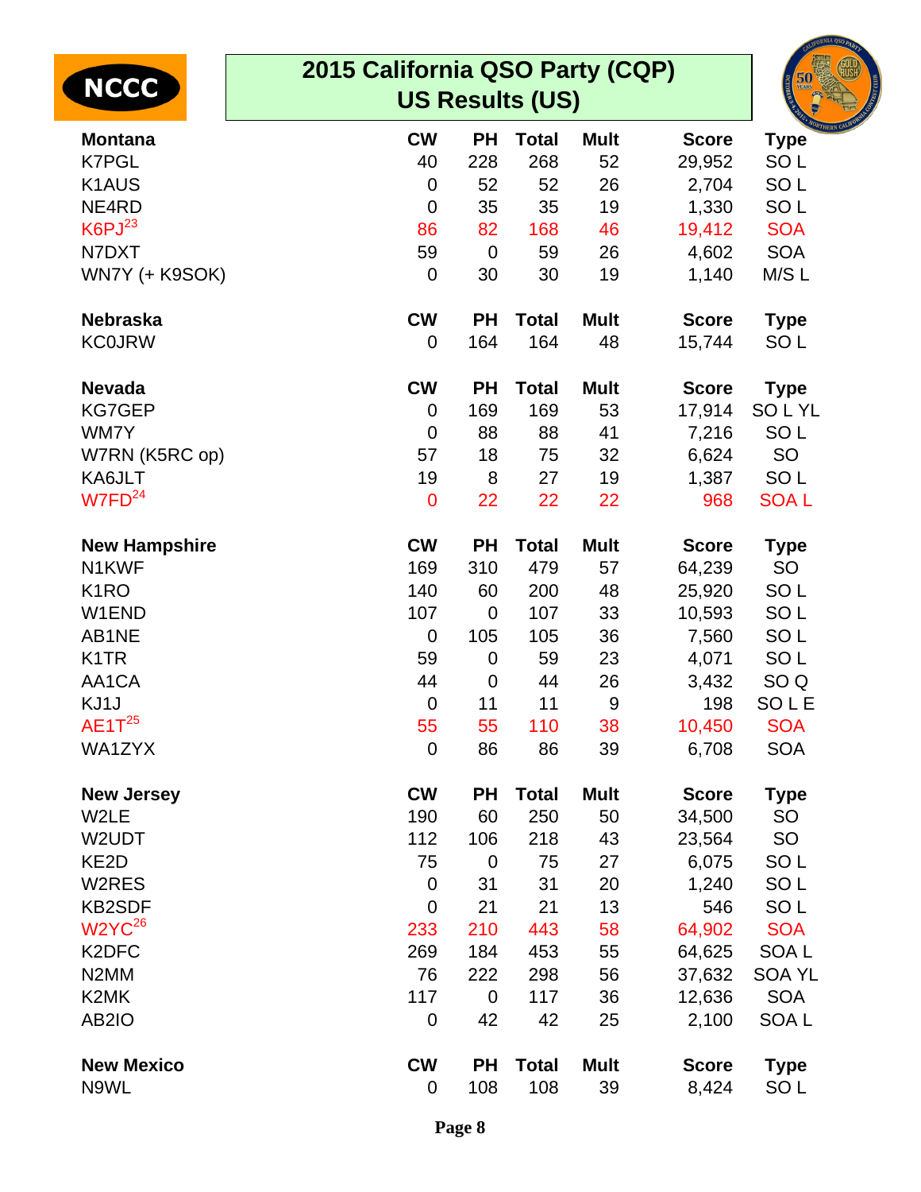# 2015 California QSO Party (CQP)
## US Results (US)

| Montana | CW | PH | Total | Mult | Score | Type |
|---|---|---|---|---|---|---|
| K7PGL | 40 | 228 | 268 | 52 | 29,952 | SO L |
| K1AUS | 0 | 52 | 52 | 26 | 2,704 | SO L |
| NE4RD | 0 | 35 | 35 | 19 | 1,330 | SO L |
| K6PJ[23] | 86 | 82 | 168 | 46 | 19,412 | SOA |
| N7DXT | 59 | 0 | 59 | 26 | 4,602 | SOA |
| WN7Y (+ K9SOK) | 0 | 30 | 30 | 19 | 1,140 | M/S L |

| Nebraska | CW | PH | Total | Mult | Score | Type |
|---|---|---|---|---|---|---|
| KC0JRW | 0 | 164 | 164 | 48 | 15,744 | SO L |

| Nevada | CW | PH | Total | Mult | Score | Type |
|---|---|---|---|---|---|---|
| KG7GEP | 0 | 169 | 169 | 53 | 17,914 | SO L YL |
| WM7Y | 0 | 88 | 88 | 41 | 7,216 | SO L |
| W7RN (K5RC op) | 57 | 18 | 75 | 32 | 6,624 | SO |
| KA6JLT | 19 | 8 | 27 | 19 | 1,387 | SO L |
| W7FD[24] | 0 | 22 | 22 | 22 | 968 | SOA L |

| New Hampshire | CW | PH | Total | Mult | Score | Type |
|---|---|---|---|---|---|---|
| N1KWF | 169 | 310 | 479 | 57 | 64,239 | SO |
| K1RO | 140 | 60 | 200 | 48 | 25,920 | SO L |
| W1END | 107 | 0 | 107 | 33 | 10,593 | SO L |
| AB1NE | 0 | 105 | 105 | 36 | 7,560 | SO L |
| K1TR | 59 | 0 | 59 | 23 | 4,071 | SO L |
| AA1CA | 44 | 0 | 44 | 26 | 3,432 | SO Q |
| KJ1J | 0 | 11 | 11 | 9 | 198 | SO L E |
| AE1T[25] | 55 | 55 | 110 | 38 | 10,450 | SOA |
| WA1ZYX | 0 | 86 | 86 | 39 | 6,708 | SOA |

| New Jersey | CW | PH | Total | Mult | Score | Type |
|---|---|---|---|---|---|---|
| W2LE | 190 | 60 | 250 | 50 | 34,500 | SO |
| W2UDT | 112 | 106 | 218 | 43 | 23,564 | SO |
| KE2D | 75 | 0 | 75 | 27 | 6,075 | SO L |
| W2RES | 0 | 31 | 31 | 20 | 1,240 | SO L |
| KB2SDF | 0 | 21 | 21 | 13 | 546 | SO L |
| W2YC[26] | 233 | 210 | 443 | 58 | 64,902 | SOA |
| K2DFC | 269 | 184 | 453 | 55 | 64,625 | SOA L |
| N2MM | 76 | 222 | 298 | 56 | 37,632 | SOA YL |
| K2MK | 117 | 0 | 117 | 36 | 12,636 | SOA |
| AB2IO | 0 | 42 | 42 | 25 | 2,100 | SOA L |

| New Mexico | CW | PH | Total | Mult | Score | Type |
|---|---|---|---|---|---|---|
| N9WL | 0 | 108 | 108 | 39 | 8,424 | SO L |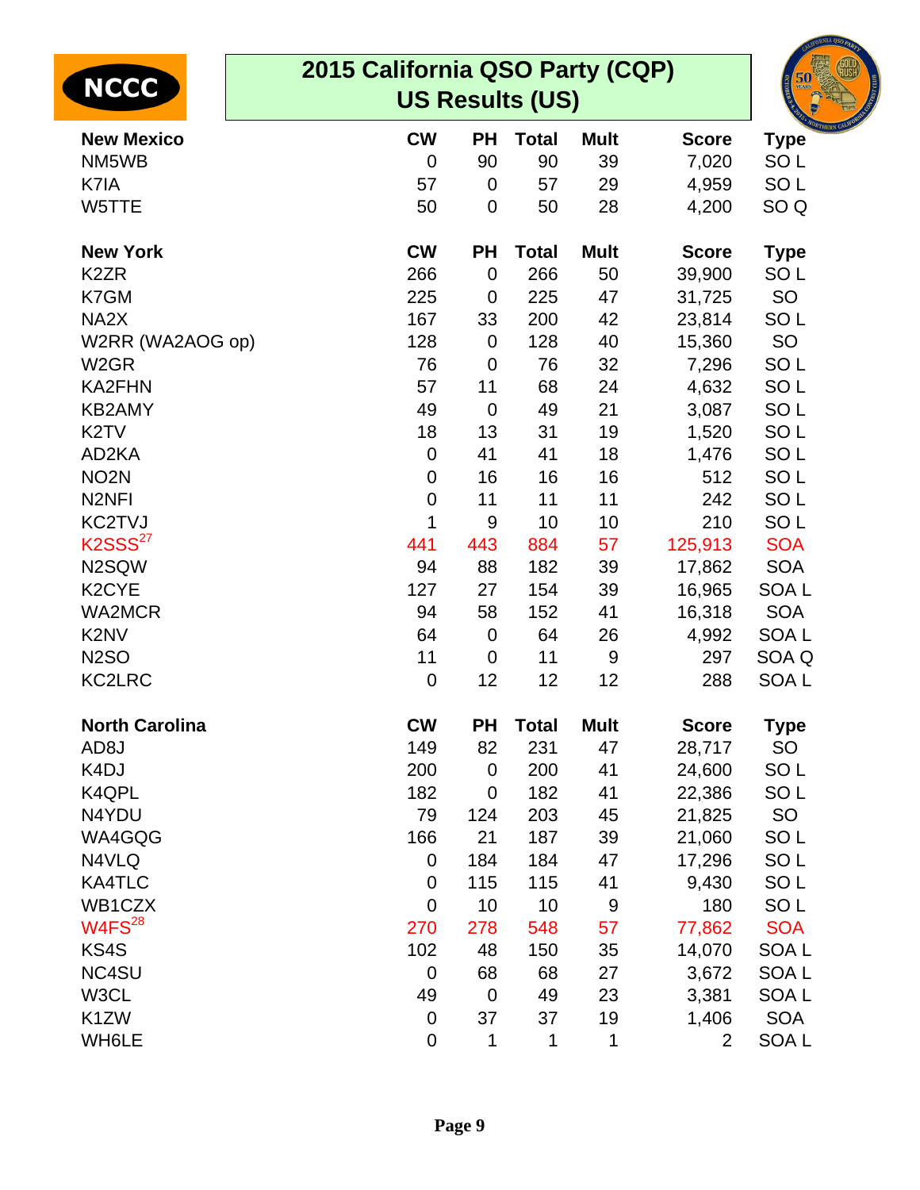NCCC

# 2015 California QSO Party (CQP)
## US Results (US)

| New Mexico | CW | PH | Total | Mult | Score | Type |
|---|---|---|---|---|---|---|
| NM5WB | 0 | 90 | 90 | 39 | 7,020 | SO L |
| K7IA | 57 | 0 | 57 | 29 | 4,959 | SO L |
| W5TTE | 50 | 0 | 50 | 28 | 4,200 | SO Q |

| New York | CW | PH | Total | Mult | Score | Type |
|---|---|---|---|---|---|---|
| K2ZR | 266 | 0 | 266 | 50 | 39,900 | SO L |
| K7GM | 225 | 0 | 225 | 47 | 31,725 | SO |
| NA2X | 167 | 33 | 200 | 42 | 23,814 | SO L |
| W2RR (WA2AOG op) | 128 | 0 | 128 | 40 | 15,360 | SO |
| W2GR | 76 | 0 | 76 | 32 | 7,296 | SO L |
| KA2FHN | 57 | 11 | 68 | 24 | 4,632 | SO L |
| KB2AMY | 49 | 0 | 49 | 21 | 3,087 | SO L |
| K2TV | 18 | 13 | 31 | 19 | 1,520 | SO L |
| AD2KA | 0 | 41 | 41 | 18 | 1,476 | SO L |
| NO2N | 0 | 16 | 16 | 16 | 512 | SO L |
| N2NFI | 0 | 11 | 11 | 11 | 242 | SO L |
| KC2TVJ | 1 | 9 | 10 | 10 | 210 | SO L |
| K2SSS[27] | 441 | 443 | 884 | 57 | 125,913 | SOA |
| N2SQW | 94 | 88 | 182 | 39 | 17,862 | SOA |
| K2CYE | 127 | 27 | 154 | 39 | 16,965 | SOA L |
| WA2MCR | 94 | 58 | 152 | 41 | 16,318 | SOA |
| K2NV | 64 | 0 | 64 | 26 | 4,992 | SOA L |
| N2SO | 11 | 0 | 11 | 9 | 297 | SOA Q |
| KC2LRC | 0 | 12 | 12 | 12 | 288 | SOA L |

| North Carolina | CW | PH | Total | Mult | Score | Type |
|---|---|---|---|---|---|---|
| AD8J | 149 | 82 | 231 | 47 | 28,717 | SO |
| K4DJ | 200 | 0 | 200 | 41 | 24,600 | SO L |
| K4QPL | 182 | 0 | 182 | 41 | 22,386 | SO L |
| N4YDU | 79 | 124 | 203 | 45 | 21,825 | SO |
| WA4GQG | 166 | 21 | 187 | 39 | 21,060 | SO L |
| N4VLQ | 0 | 184 | 184 | 47 | 17,296 | SO L |
| KA4TLC | 0 | 115 | 115 | 41 | 9,430 | SO L |
| WB1CZX | 0 | 10 | 10 | 9 | 180 | SO L |
| W4FS[28] | 270 | 278 | 548 | 57 | 77,862 | SOA |
| KS4S | 102 | 48 | 150 | 35 | 14,070 | SOA L |
| NC4SU | 0 | 68 | 68 | 27 | 3,672 | SOA L |
| W3CL | 49 | 0 | 49 | 23 | 3,381 | SOA L |
| K1ZW | 0 | 37 | 37 | 19 | 1,406 | SOA |
| WH6LE | 0 | 1 | 1 | 1 | 2 | SOA L |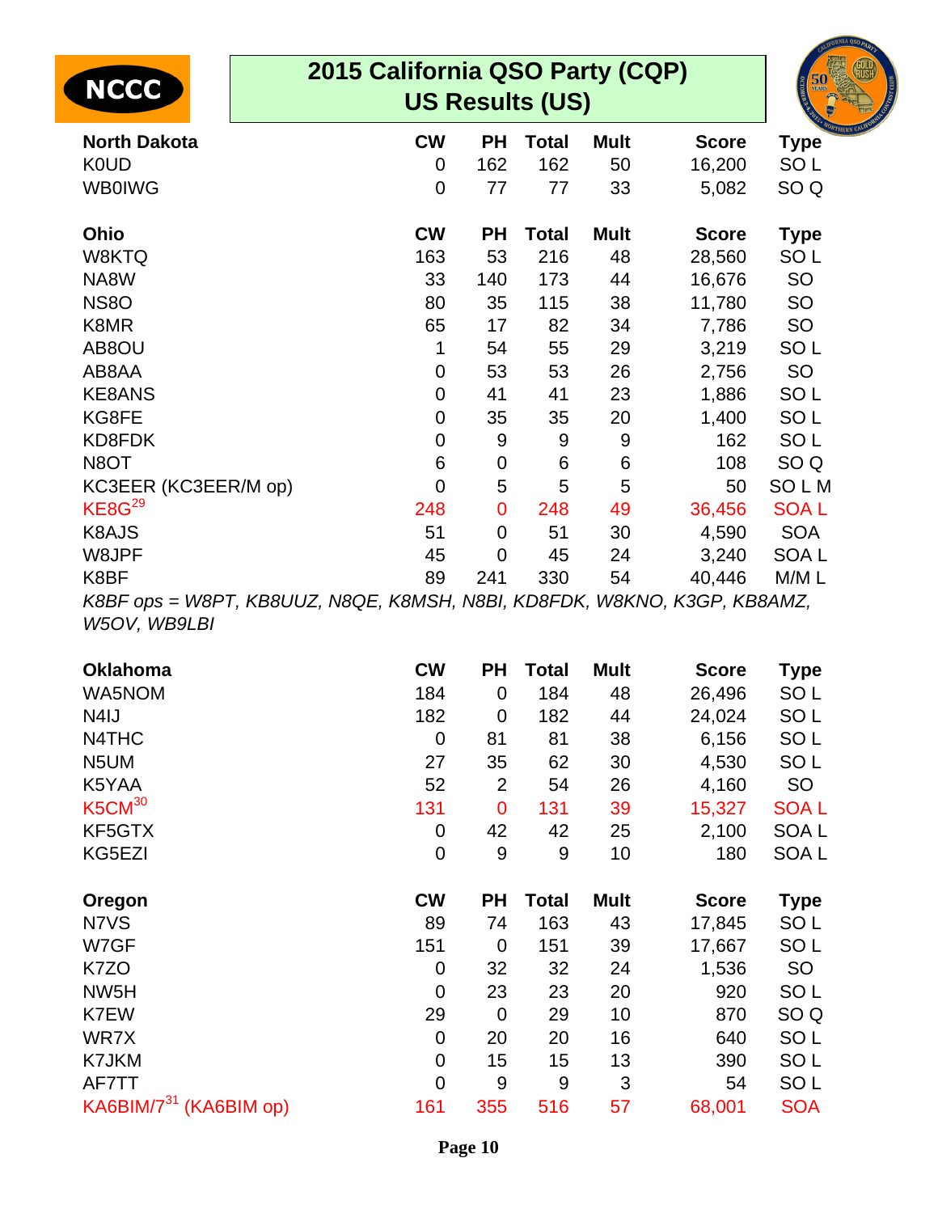# 2015 California QSO Party (CQP)
## US Results (US)

| North Dakota | CW | PH | Total | Mult | Score | Type |
|---|---|---|---|---|---|---|
| K0UD | 0 | 162 | 162 | 50 | 16,200 | SO L |
| WB0IWG | 0 | 77 | 77 | 33 | 5,082 | SO Q |

| Ohio | CW | PH | Total | Mult | Score | Type |
|---|---|---|---|---|---|---|
| W8KTQ | 163 | 53 | 216 | 48 | 28,560 | SO L |
| NA8W | 33 | 140 | 173 | 44 | 16,676 | SO |
| NS8O | 80 | 35 | 115 | 38 | 11,780 | SO |
| K8MR | 65 | 17 | 82 | 34 | 7,786 | SO |
| AB8OU | 1 | 54 | 55 | 29 | 3,219 | SO L |
| AB8AA | 0 | 53 | 53 | 26 | 2,756 | SO |
| KE8ANS | 0 | 41 | 41 | 23 | 1,886 | SO L |
| KG8FE | 0 | 35 | 35 | 20 | 1,400 | SO L |
| KD8FDK | 0 | 9 | 9 | 9 | 162 | SO L |
| N8OT | 6 | 0 | 6 | 6 | 108 | SO Q |
| KC3EER (KC3EER/M op) | 0 | 5 | 5 | 5 | 50 | SO L M |
| KE8G[29] | 248 | 0 | 248 | 49 | 36,456 | SOA L |
| K8AJS | 51 | 0 | 51 | 30 | 4,590 | SOA |
| W8JPF | 45 | 0 | 45 | 24 | 3,240 | SOA L |
| K8BF | 89 | 241 | 330 | 54 | 40,446 | M/M L |

*K8BF ops = W8PT, KB8UUZ, N8QE, K8MSH, N8BI, KD8FDK, W8KNO, K3GP, KB8AMZ, W5OV, WB9LBI*

| Oklahoma | CW | PH | Total | Mult | Score | Type |
|---|---|---|---|---|---|---|
| WA5NOM | 184 | 0 | 184 | 48 | 26,496 | SO L |
| N4IJ | 182 | 0 | 182 | 44 | 24,024 | SO L |
| N4THC | 0 | 81 | 81 | 38 | 6,156 | SO L |
| N5UM | 27 | 35 | 62 | 30 | 4,530 | SO L |
| K5YAA | 52 | 2 | 54 | 26 | 4,160 | SO |
| K5CM[30] | 131 | 0 | 131 | 39 | 15,327 | SOA L |
| KF5GTX | 0 | 42 | 42 | 25 | 2,100 | SOA L |
| KG5EZI | 0 | 9 | 9 | 10 | 180 | SOA L |

| Oregon | CW | PH | Total | Mult | Score | Type |
|---|---|---|---|---|---|---|
| N7VS | 89 | 74 | 163 | 43 | 17,845 | SO L |
| W7GF | 151 | 0 | 151 | 39 | 17,667 | SO L |
| K7ZO | 0 | 32 | 32 | 24 | 1,536 | SO |
| NW5H | 0 | 23 | 23 | 20 | 920 | SO L |
| K7EW | 29 | 0 | 29 | 10 | 870 | SO Q |
| WR7X | 0 | 20 | 20 | 16 | 640 | SO L |
| K7JKM | 0 | 15 | 15 | 13 | 390 | SO L |
| AF7TT | 0 | 9 | 9 | 3 | 54 | SO L |
| KA6BIM/7[31] (KA6BIM op) | 161 | 355 | 516 | 57 | 68,001 | SOA |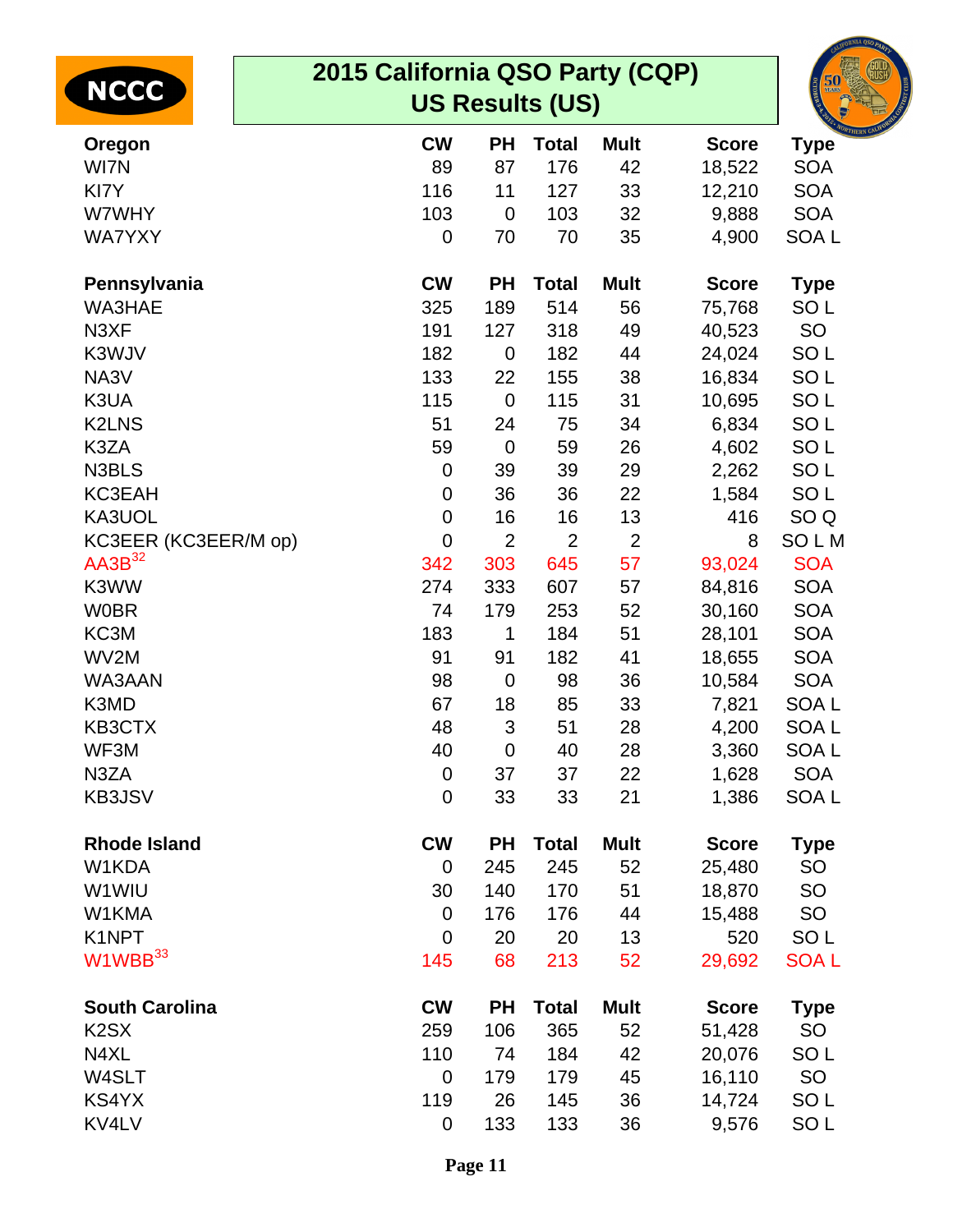# 2015 California QSO Party (CQP)
## US Results (US)

| Oregon | CW | PH | Total | Mult | Score | Type |
|---|---|---|---|---|---|---|
| WI7N | 89 | 87 | 176 | 42 | 18,522 | SOA |
| KI7Y | 116 | 11 | 127 | 33 | 12,210 | SOA |
| W7WHY | 103 | 0 | 103 | 32 | 9,888 | SOA |
| WA7YXY | 0 | 70 | 70 | 35 | 4,900 | SOA L |

| Pennsylvania | CW | PH | Total | Mult | Score | Type |
|---|---|---|---|---|---|---|
| WA3HAE | 325 | 189 | 514 | 56 | 75,768 | SO L |
| N3XF | 191 | 127 | 318 | 49 | 40,523 | SO |
| K3WJV | 182 | 0 | 182 | 44 | 24,024 | SO L |
| NA3V | 133 | 22 | 155 | 38 | 16,834 | SO L |
| K3UA | 115 | 0 | 115 | 31 | 10,695 | SO L |
| K2LNS | 51 | 24 | 75 | 34 | 6,834 | SO L |
| K3ZA | 59 | 0 | 59 | 26 | 4,602 | SO L |
| N3BLS | 0 | 39 | 39 | 29 | 2,262 | SO L |
| KC3EAH | 0 | 36 | 36 | 22 | 1,584 | SO L |
| KA3UOL | 0 | 16 | 16 | 13 | 416 | SO Q |
| KC3EER (KC3EER/M op) | 0 | 2 | 2 | 2 | 8 | SO L M |
| AA3B[32] | 342 | 303 | 645 | 57 | 93,024 | SOA |
| K3WW | 274 | 333 | 607 | 57 | 84,816 | SOA |
| W0BR | 74 | 179 | 253 | 52 | 30,160 | SOA |
| KC3M | 183 | 1 | 184 | 51 | 28,101 | SOA |
| WV2M | 91 | 91 | 182 | 41 | 18,655 | SOA |
| WA3AAN | 98 | 0 | 98 | 36 | 10,584 | SOA |
| K3MD | 67 | 18 | 85 | 33 | 7,821 | SOA L |
| KB3CTX | 48 | 3 | 51 | 28 | 4,200 | SOA L |
| WF3M | 40 | 0 | 40 | 28 | 3,360 | SOA L |
| N3ZA | 0 | 37 | 37 | 22 | 1,628 | SOA |
| KB3JSV | 0 | 33 | 33 | 21 | 1,386 | SOA L |

| Rhode Island | CW | PH | Total | Mult | Score | Type |
|---|---|---|---|---|---|---|
| W1KDA | 0 | 245 | 245 | 52 | 25,480 | SO |
| W1WIU | 30 | 140 | 170 | 51 | 18,870 | SO |
| W1KMA | 0 | 176 | 176 | 44 | 15,488 | SO |
| K1NPT | 0 | 20 | 20 | 13 | 520 | SO L |
| W1WBB[33] | 145 | 68 | 213 | 52 | 29,692 | SOA L |

| South Carolina | CW | PH | Total | Mult | Score | Type |
|---|---|---|---|---|---|---|
| K2SX | 259 | 106 | 365 | 52 | 51,428 | SO |
| N4XL | 110 | 74 | 184 | 42 | 20,076 | SO L |
| W4SLT | 0 | 179 | 179 | 45 | 16,110 | SO |
| KS4YX | 119 | 26 | 145 | 36 | 14,724 | SO L |
| KV4LV | 0 | 133 | 133 | 36 | 9,576 | SO L |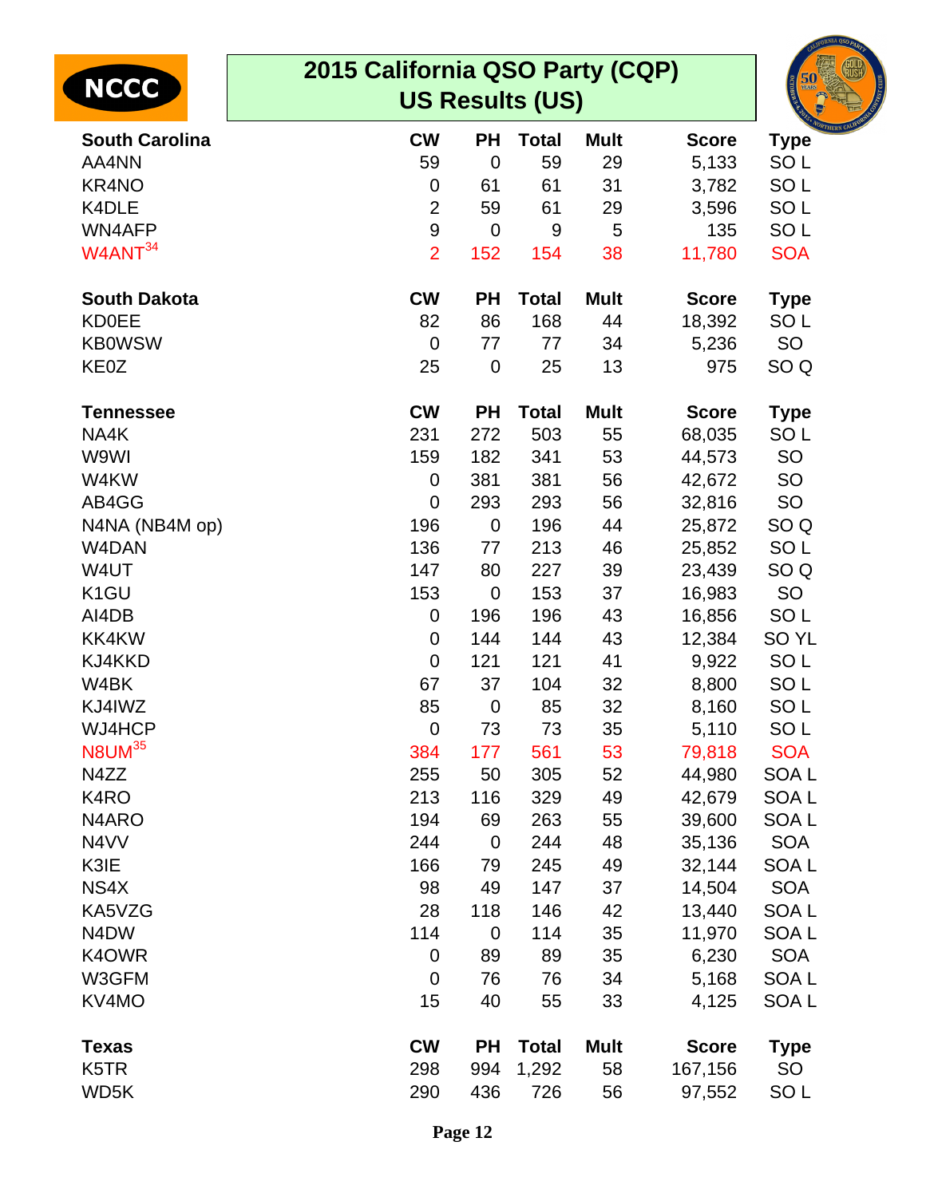# 2015 California QSO Party (CQP)
## US Results (US)

| South Carolina | CW | PH | Total | Mult | Score | Type |
|---|---|---|---|---|---|---|
| AA4NN | 59 | 0 | 59 | 29 | 5,133 | SO L |
| KR4NO | 0 | 61 | 61 | 31 | 3,782 | SO L |
| K4DLE | 2 | 59 | 61 | 29 | 3,596 | SO L |
| WN4AFP | 9 | 0 | 9 | 5 | 135 | SO L |
| W4ANT[34] | 2 | 152 | 154 | 38 | 11,780 | SOA |

| South Dakota | CW | PH | Total | Mult | Score | Type |
|---|---|---|---|---|---|---|
| KD0EE | 82 | 86 | 168 | 44 | 18,392 | SO L |
| KB0WSW | 0 | 77 | 77 | 34 | 5,236 | SO |
| KE0Z | 25 | 0 | 25 | 13 | 975 | SO Q |

| Tennessee | CW | PH | Total | Mult | Score | Type |
|---|---|---|---|---|---|---|
| NA4K | 231 | 272 | 503 | 55 | 68,035 | SO L |
| W9WI | 159 | 182 | 341 | 53 | 44,573 | SO |
| W4KW | 0 | 381 | 381 | 56 | 42,672 | SO |
| AB4GG | 0 | 293 | 293 | 56 | 32,816 | SO |
| N4NA (NB4M op) | 196 | 0 | 196 | 44 | 25,872 | SO Q |
| W4DAN | 136 | 77 | 213 | 46 | 25,852 | SO L |
| W4UT | 147 | 80 | 227 | 39 | 23,439 | SO Q |
| K1GU | 153 | 0 | 153 | 37 | 16,983 | SO |
| AI4DB | 0 | 196 | 196 | 43 | 16,856 | SO L |
| KK4KW | 0 | 144 | 144 | 43 | 12,384 | SO YL |
| KJ4KKD | 0 | 121 | 121 | 41 | 9,922 | SO L |
| W4BK | 67 | 37 | 104 | 32 | 8,800 | SO L |
| KJ4IWZ | 85 | 0 | 85 | 32 | 8,160 | SO L |
| WJ4HCP | 0 | 73 | 73 | 35 | 5,110 | SO L |
| N8UM[35] | 384 | 177 | 561 | 53 | 79,818 | SOA |
| N4ZZ | 255 | 50 | 305 | 52 | 44,980 | SOA L |
| K4RO | 213 | 116 | 329 | 49 | 42,679 | SOA L |
| N4ARO | 194 | 69 | 263 | 55 | 39,600 | SOA L |
| N4VV | 244 | 0 | 244 | 48 | 35,136 | SOA |
| K3IE | 166 | 79 | 245 | 49 | 32,144 | SOA L |
| NS4X | 98 | 49 | 147 | 37 | 14,504 | SOA |
| KA5VZG | 28 | 118 | 146 | 42 | 13,440 | SOA L |
| N4DW | 114 | 0 | 114 | 35 | 11,970 | SOA L |
| K4OWR | 0 | 89 | 89 | 35 | 6,230 | SOA |
| W3GFM | 0 | 76 | 76 | 34 | 5,168 | SOA L |
| KV4MO | 15 | 40 | 55 | 33 | 4,125 | SOA L |

| Texas | CW | PH | Total | Mult | Score | Type |
|---|---|---|---|---|---|---|
| K5TR | 298 | 994 | 1,292 | 58 | 167,156 | SO |
| WD5K | 290 | 436 | 726 | 56 | 97,552 | SO L |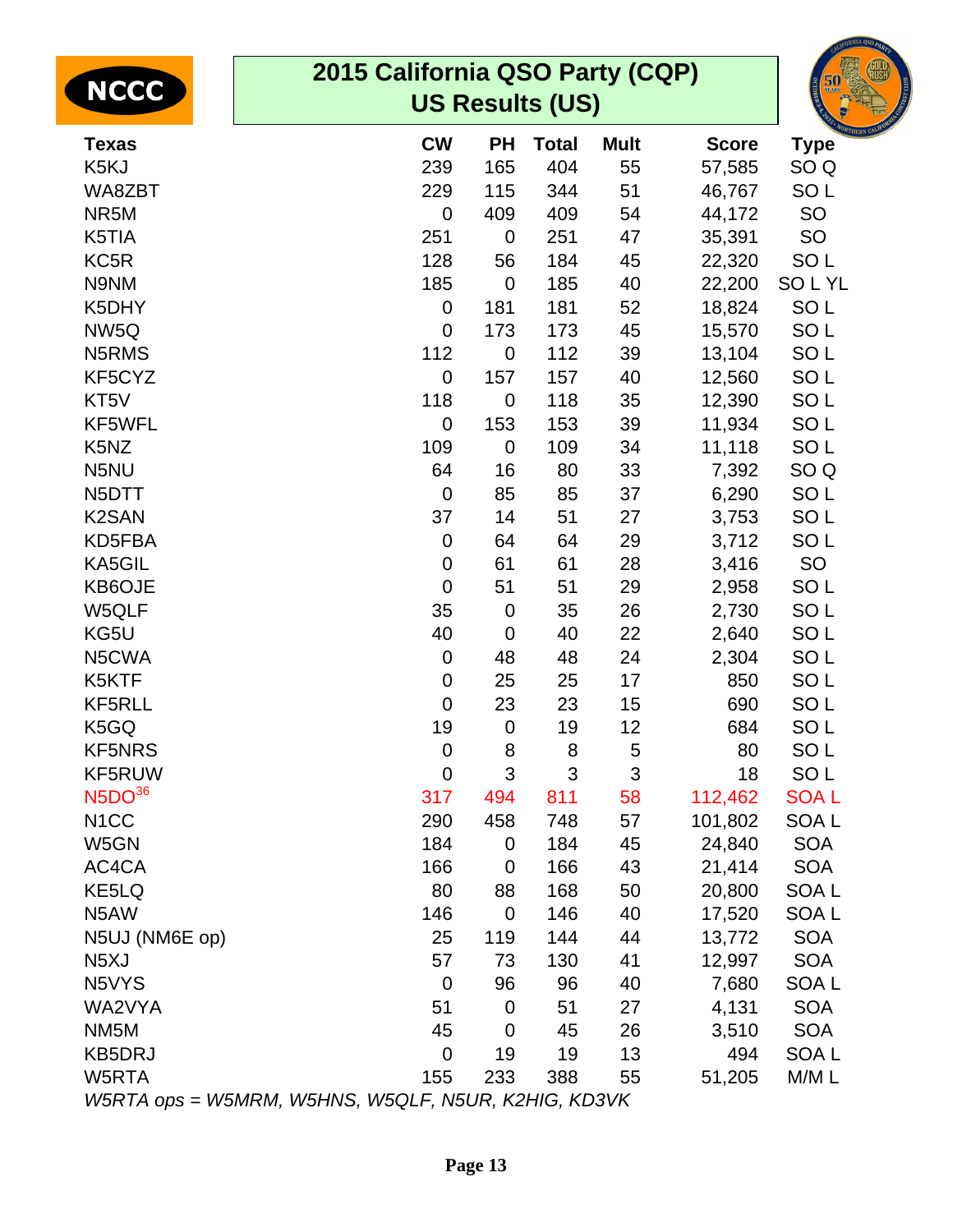# 2015 California QSO Party (CQP)
## US Results (US)

| Texas | CW | PH | Total | Mult | Score | Type |
|---|---|---|---|---|---|---|
| K5KJ | 239 | 165 | 404 | 55 | 57,585 | SO Q |
| WA8ZBT | 229 | 115 | 344 | 51 | 46,767 | SO L |
| NR5M | 0 | 409 | 409 | 54 | 44,172 | SO |
| K5TIA | 251 | 0 | 251 | 47 | 35,391 | SO |
| KC5R | 128 | 56 | 184 | 45 | 22,320 | SO L |
| N9NM | 185 | 0 | 185 | 40 | 22,200 | SO L YL |
| K5DHY | 0 | 181 | 181 | 52 | 18,824 | SO L |
| NW5Q | 0 | 173 | 173 | 45 | 15,570 | SO L |
| N5RMS | 112 | 0 | 112 | 39 | 13,104 | SO L |
| KF5CYZ | 0 | 157 | 157 | 40 | 12,560 | SO L |
| KT5V | 118 | 0 | 118 | 35 | 12,390 | SO L |
| KF5WFL | 0 | 153 | 153 | 39 | 11,934 | SO L |
| K5NZ | 109 | 0 | 109 | 34 | 11,118 | SO L |
| N5NU | 64 | 16 | 80 | 33 | 7,392 | SO Q |
| N5DTT | 0 | 85 | 85 | 37 | 6,290 | SO L |
| K2SAN | 37 | 14 | 51 | 27 | 3,753 | SO L |
| KD5FBA | 0 | 64 | 64 | 29 | 3,712 | SO L |
| KA5GIL | 0 | 61 | 61 | 28 | 3,416 | SO |
| KB6OJE | 0 | 51 | 51 | 29 | 2,958 | SO L |
| W5QLF | 35 | 0 | 35 | 26 | 2,730 | SO L |
| KG5U | 40 | 0 | 40 | 22 | 2,640 | SO L |
| N5CWA | 0 | 48 | 48 | 24 | 2,304 | SO L |
| K5KTF | 0 | 25 | 25 | 17 | 850 | SO L |
| KF5RLL | 0 | 23 | 23 | 15 | 690 | SO L |
| K5GQ | 19 | 0 | 19 | 12 | 684 | SO L |
| KF5NRS | 0 | 8 | 8 | 5 | 80 | SO L |
| KF5RUW | 0 | 3 | 3 | 3 | 18 | SO L |
| N5DO[36] | 317 | 494 | 811 | 58 | 112,462 | SOA L |
| N1CC | 290 | 458 | 748 | 57 | 101,802 | SOA L |
| W5GN | 184 | 0 | 184 | 45 | 24,840 | SOA |
| AC4CA | 166 | 0 | 166 | 43 | 21,414 | SOA |
| KE5LQ | 80 | 88 | 168 | 50 | 20,800 | SOA L |
| N5AW | 146 | 0 | 146 | 40 | 17,520 | SOA L |
| N5UJ (NM6E op) | 25 | 119 | 144 | 44 | 13,772 | SOA |
| N5XJ | 57 | 73 | 130 | 41 | 12,997 | SOA |
| N5VYS | 0 | 96 | 96 | 40 | 7,680 | SOA L |
| WA2VYA | 51 | 0 | 51 | 27 | 4,131 | SOA |
| NM5M | 45 | 0 | 45 | 26 | 3,510 | SOA |
| KB5DRJ | 0 | 19 | 19 | 13 | 494 | SOA L |
| W5RTA | 155 | 233 | 388 | 55 | 51,205 | M/M L |

*W5RTA ops = W5MRM, W5HNS, W5QLF, N5UR, K2HIG, KD3VK*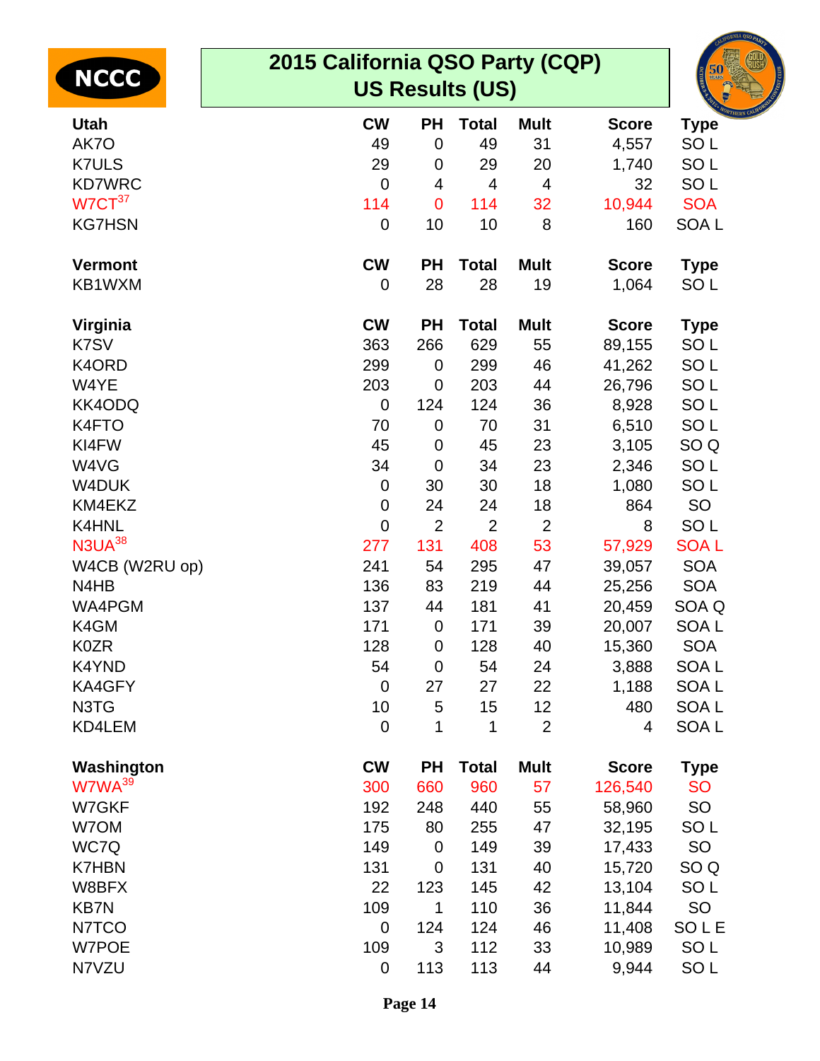# 2015 California QSO Party (CQP)
## US Results (US)

| Utah | CW | PH | Total | Mult | Score | Type |
|---|---|---|---|---|---|---|
| AK7O | 49 | 0 | 49 | 31 | 4,557 | SO L |
| K7ULS | 29 | 0 | 29 | 20 | 1,740 | SO L |
| KD7WRC | 0 | 4 | 4 | 4 | 32 | SO L |
| W7CT[37] | 114 | 0 | 114 | 32 | 10,944 | SOA |
| KG7HSN | 0 | 10 | 10 | 8 | 160 | SOA L |

| Vermont | CW | PH | Total | Mult | Score | Type |
|---|---|---|---|---|---|---|
| KB1WXM | 0 | 28 | 28 | 19 | 1,064 | SO L |

| Virginia | CW | PH | Total | Mult | Score | Type |
|---|---|---|---|---|---|---|
| K7SV | 363 | 266 | 629 | 55 | 89,155 | SO L |
| K4ORD | 299 | 0 | 299 | 46 | 41,262 | SO L |
| W4YE | 203 | 0 | 203 | 44 | 26,796 | SO L |
| KK4ODQ | 0 | 124 | 124 | 36 | 8,928 | SO L |
| K4FTO | 70 | 0 | 70 | 31 | 6,510 | SO L |
| KI4FW | 45 | 0 | 45 | 23 | 3,105 | SO Q |
| W4VG | 34 | 0 | 34 | 23 | 2,346 | SO L |
| W4DUK | 0 | 30 | 30 | 18 | 1,080 | SO L |
| KM4EKZ | 0 | 24 | 24 | 18 | 864 | SO |
| K4HNL | 0 | 2 | 2 | 2 | 8 | SO L |
| N3UA[38] | 277 | 131 | 408 | 53 | 57,929 | SOA L |
| W4CB (W2RU op) | 241 | 54 | 295 | 47 | 39,057 | SOA |
| N4HB | 136 | 83 | 219 | 44 | 25,256 | SOA |
| WA4PGM | 137 | 44 | 181 | 41 | 20,459 | SOA Q |
| K4GM | 171 | 0 | 171 | 39 | 20,007 | SOA L |
| K0ZR | 128 | 0 | 128 | 40 | 15,360 | SOA |
| K4YND | 54 | 0 | 54 | 24 | 3,888 | SOA L |
| KA4GFY | 0 | 27 | 27 | 22 | 1,188 | SOA L |
| N3TG | 10 | 5 | 15 | 12 | 480 | SOA L |
| KD4LEM | 0 | 1 | 1 | 2 | 4 | SOA L |

| Washington | CW | PH | Total | Mult | Score | Type |
|---|---|---|---|---|---|---|
| W7WA[39] | 300 | 660 | 960 | 57 | 126,540 | SO |
| W7GKF | 192 | 248 | 440 | 55 | 58,960 | SO |
| W7OM | 175 | 80 | 255 | 47 | 32,195 | SO L |
| WC7Q | 149 | 0 | 149 | 39 | 17,433 | SO |
| K7HBN | 131 | 0 | 131 | 40 | 15,720 | SO Q |
| W8BFX | 22 | 123 | 145 | 42 | 13,104 | SO L |
| KB7N | 109 | 1 | 110 | 36 | 11,844 | SO |
| N7TCO | 0 | 124 | 124 | 46 | 11,408 | SO L E |
| W7POE | 109 | 3 | 112 | 33 | 10,989 | SO L |
| N7VZU | 0 | 113 | 113 | 44 | 9,944 | SO L |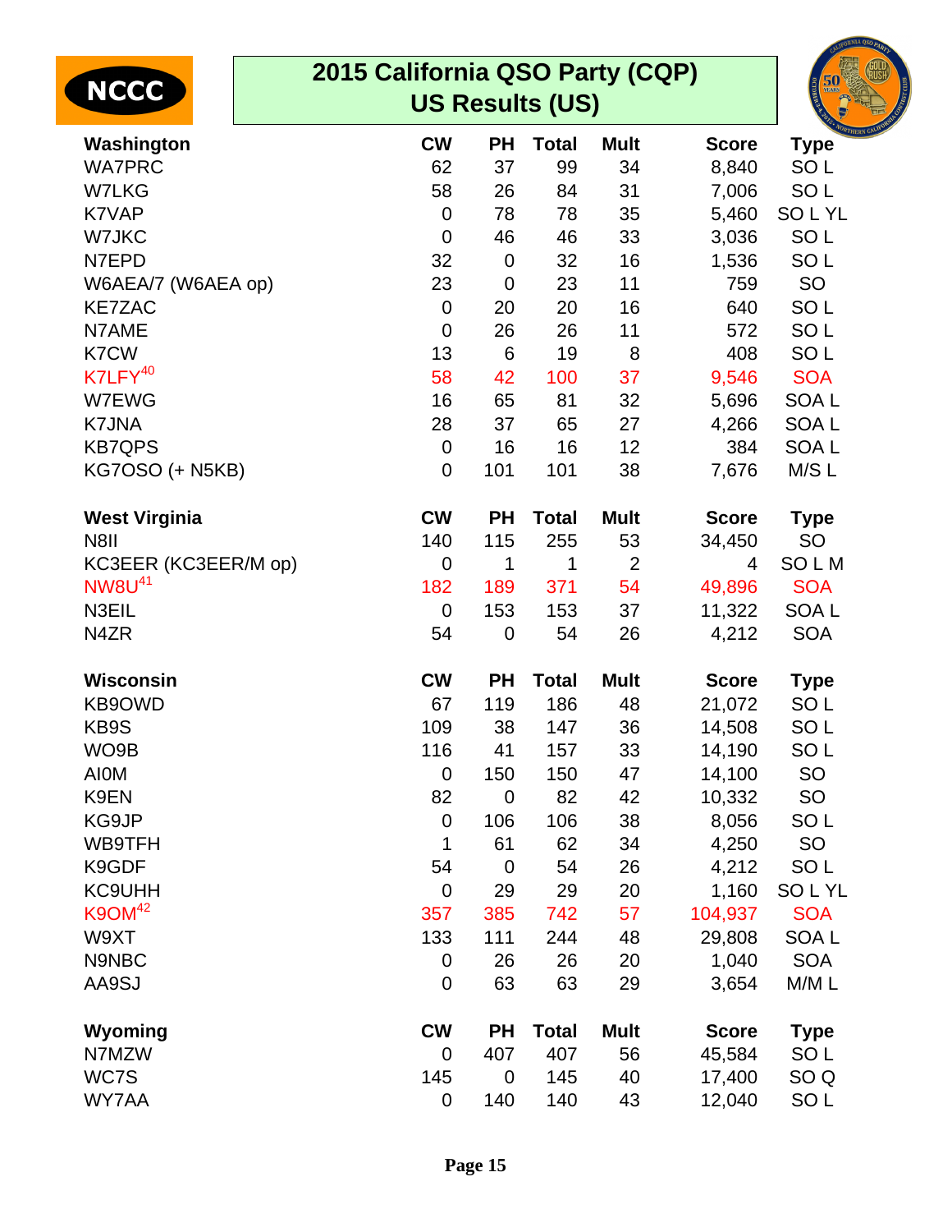# 2015 California QSO Party (CQP)
## US Results (US)

| Washington | CW | PH | Total | Mult | Score | Type |
|---|---|---|---|---|---|---|
| WA7PRC | 62 | 37 | 99 | 34 | 8,840 | SO L |
| W7LKG | 58 | 26 | 84 | 31 | 7,006 | SO L |
| K7VAP | 0 | 78 | 78 | 35 | 5,460 | SO L YL |
| W7JKC | 0 | 46 | 46 | 33 | 3,036 | SO L |
| N7EPD | 32 | 0 | 32 | 16 | 1,536 | SO L |
| W6AEA/7 (W6AEA op) | 23 | 0 | 23 | 11 | 759 | SO |
| KE7ZAC | 0 | 20 | 20 | 16 | 640 | SO L |
| N7AME | 0 | 26 | 26 | 11 | 572 | SO L |
| K7CW | 13 | 6 | 19 | 8 | 408 | SO L |
| K7LFY[40] | 58 | 42 | 100 | 37 | 9,546 | SOA |
| W7EWG | 16 | 65 | 81 | 32 | 5,696 | SOA L |
| K7JNA | 28 | 37 | 65 | 27 | 4,266 | SOA L |
| KB7QPS | 0 | 16 | 16 | 12 | 384 | SOA L |
| KG7OSO (+ N5KB) | 0 | 101 | 101 | 38 | 7,676 | M/S L |

| West Virginia | CW | PH | Total | Mult | Score | Type |
|---|---|---|---|---|---|---|
| N8II | 140 | 115 | 255 | 53 | 34,450 | SO |
| KC3EER (KC3EER/M op) | 0 | 1 | 1 | 2 | 4 | SO L M |
| NW8U[41] | 182 | 189 | 371 | 54 | 49,896 | SOA |
| N3EIL | 0 | 153 | 153 | 37 | 11,322 | SOA L |
| N4ZR | 54 | 0 | 54 | 26 | 4,212 | SOA |

| Wisconsin | CW | PH | Total | Mult | Score | Type |
|---|---|---|---|---|---|---|
| KB9OWD | 67 | 119 | 186 | 48 | 21,072 | SO L |
| KB9S | 109 | 38 | 147 | 36 | 14,508 | SO L |
| WO9B | 116 | 41 | 157 | 33 | 14,190 | SO L |
| AI0M | 0 | 150 | 150 | 47 | 14,100 | SO |
| K9EN | 82 | 0 | 82 | 42 | 10,332 | SO |
| KG9JP | 0 | 106 | 106 | 38 | 8,056 | SO L |
| WB9TFH | 1 | 61 | 62 | 34 | 4,250 | SO |
| K9GDF | 54 | 0 | 54 | 26 | 4,212 | SO L |
| KC9UHH | 0 | 29 | 29 | 20 | 1,160 | SO L YL |
| K9OM[42] | 357 | 385 | 742 | 57 | 104,937 | SOA |
| W9XT | 133 | 111 | 244 | 48 | 29,808 | SOA L |
| N9NBC | 0 | 26 | 26 | 20 | 1,040 | SOA |
| AA9SJ | 0 | 63 | 63 | 29 | 3,654 | M/M L |

| Wyoming | CW | PH | Total | Mult | Score | Type |
|---|---|---|---|---|---|---|
| N7MZW | 0 | 407 | 407 | 56 | 45,584 | SO L |
| WC7S | 145 | 0 | 145 | 40 | 17,400 | SO Q |
| WY7AA | 0 | 140 | 140 | 43 | 12,040 | SO L |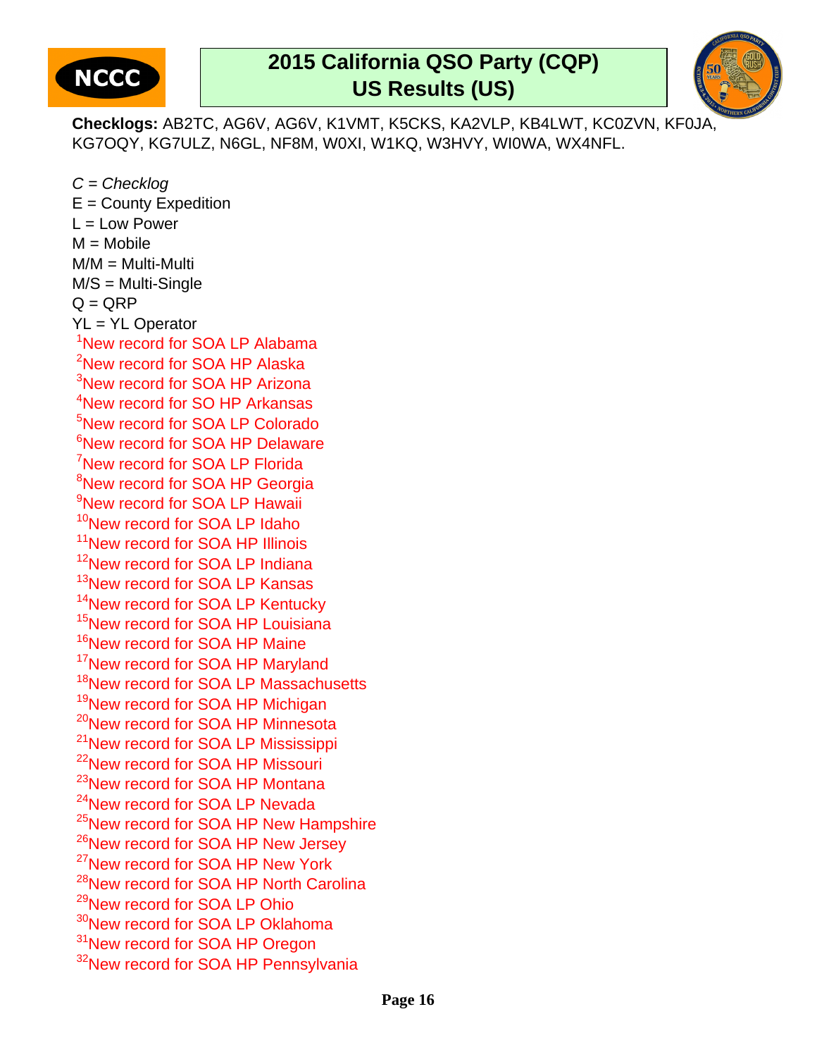# 2015 California QSO Party (CQP)
## US Results (US)

**Checklogs:** AB2TC, AG6V, AG6V, K1VMT, K5CKS, KA2VLP, KB4LWT, KC0ZVN, KF0JA, KG7OQY, KG7ULZ, N6GL, NF8M, W0XI, W1KQ, W3HVY, WI0WA, WX4NFL.

*C = Checklog*
E = County Expedition
L = Low Power
M = Mobile
M/M = Multi-Multi
M/S = Multi-Single
Q = QRP
YL = YL Operator
[1]New record for SOA LP Alabama
[2]New record for SOA HP Alaska
[3]New record for SOA HP Arizona
[4]New record for SO HP Arkansas
[5]New record for SOA LP Colorado
[6]New record for SOA HP Delaware
[7]New record for SOA LP Florida
[8]New record for SOA HP Georgia
[9]New record for SOA LP Hawaii
[10]New record for SOA LP Idaho
[11]New record for SOA HP Illinois
[12]New record for SOA LP Indiana
[13]New record for SOA LP Kansas
[14]New record for SOA LP Kentucky
[15]New record for SOA HP Louisiana
[16]New record for SOA HP Maine
[17]New record for SOA HP Maryland
[18]New record for SOA LP Massachusetts
[19]New record for SOA HP Michigan
[20]New record for SOA HP Minnesota
[21]New record for SOA LP Mississippi
[22]New record for SOA HP Missouri
[23]New record for SOA HP Montana
[24]New record for SOA LP Nevada
[25]New record for SOA HP New Hampshire
[26]New record for SOA HP New Jersey
[27]New record for SOA HP New York
[28]New record for SOA HP North Carolina
[29]New record for SOA LP Ohio
[30]New record for SOA LP Oklahoma
[31]New record for SOA HP Oregon
[32]New record for SOA HP Pennsylvania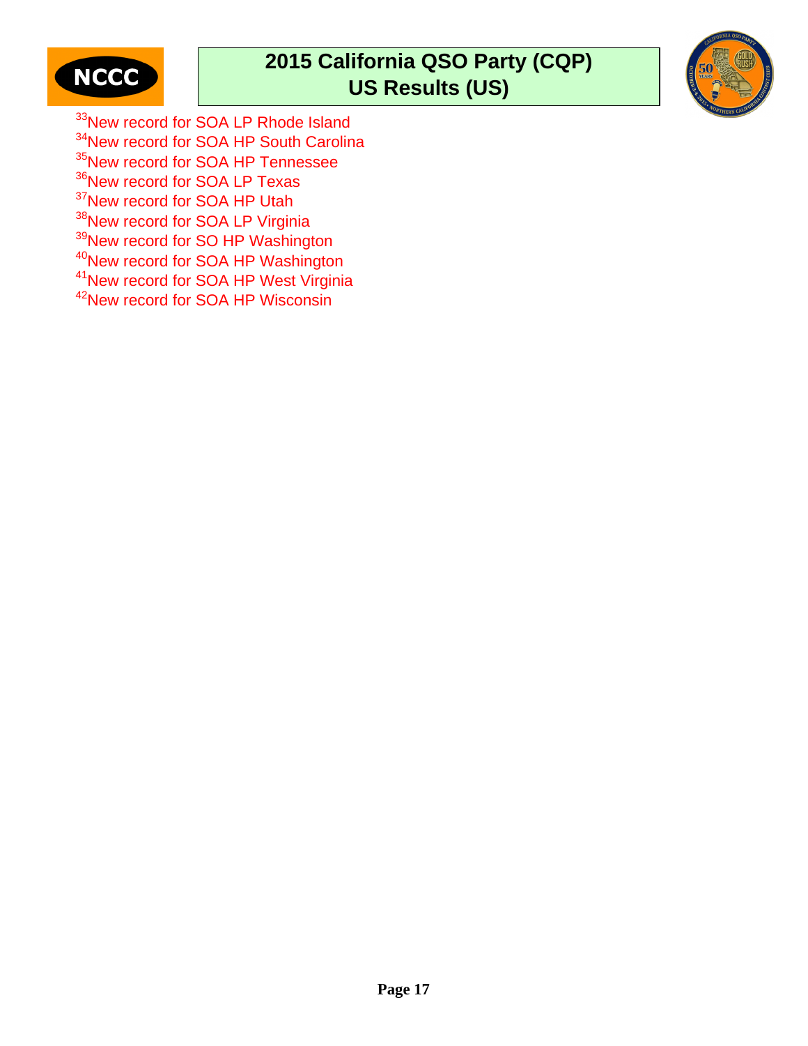[33]New record for SOA LP Rhode Island
[34]New record for SOA HP South Carolina
[35]New record for SOA HP Tennessee
[36]New record for SOA LP Texas
[37]New record for SOA HP Utah
[38]New record for SOA LP Virginia
[39]New record for SO HP Washington
[40]New record for SOA HP Washington
[41]New record for SOA HP West Virginia
[42]New record for SOA HP Wisconsin